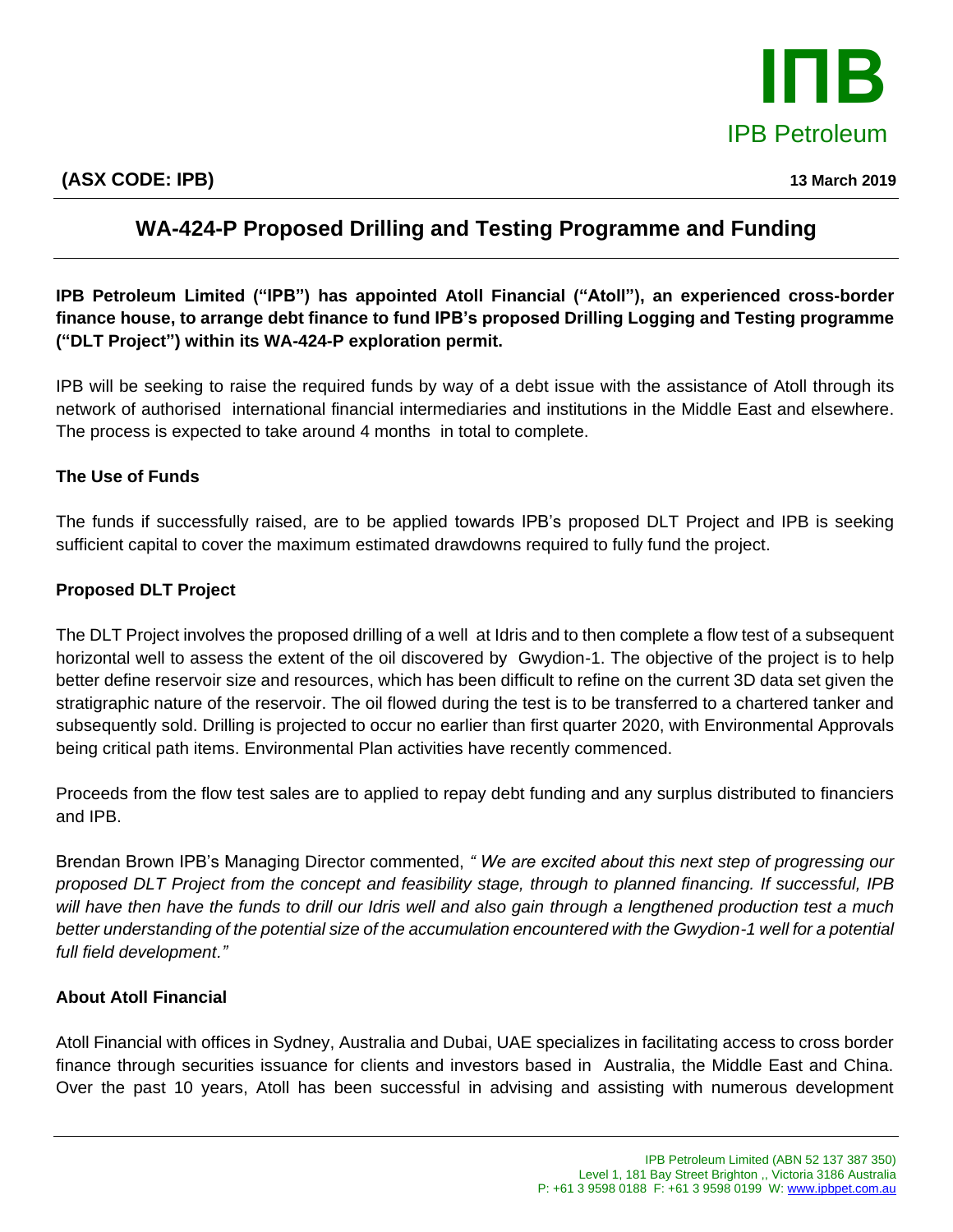**(ASX CODE: IPB)** **13 March 2019**

# WA-424-P Proposed Drilling and Testing Programme and Funding

**IPB Petroleum Limited ("IPB") has appointed Atoll Financial ("Atoll"), an experienced cross-border finance house, to arrange debt finance to fund IPB's proposed Drilling Logging and Testing programme ("DLT Project") within its WA-424-P exploration permit.**

IPB will be seeking to raise the required funds by way of a debt issue with the assistance of Atoll through its network of authorised international financial intermediaries and institutions in the Middle East and elsewhere. The process is expected to take around 4 months in total to complete.

## The Use of Funds

The funds if successfully raised, are to be applied towards IPB's proposed DLT Project and IPB is seeking sufficient capital to cover the maximum estimated drawdowns required to fully fund the project.

## Proposed DLT Project

The DLT Project involves the proposed drilling of a well at Idris and to then complete a flow test of a subsequent horizontal well to assess the extent of the oil discovered by Gwydion-1. The objective of the project is to help better define reservoir size and resources, which has been difficult to refine on the current 3D data set given the stratigraphic nature of the reservoir. The oil flowed during the test is to be transferred to a chartered tanker and subsequently sold. Drilling is projected to occur no earlier than first quarter 2020, with Environmental Approvals being critical path items. Environmental Plan activities have recently commenced.

Proceeds from the flow test sales are to applied to repay debt funding and any surplus distributed to financiers and IPB.

Brendan Brown IPB's Managing Director commented, *" We are excited about this next step of progressing our proposed DLT Project from the concept and feasibility stage, through to planned financing. If successful, IPB will have then have the funds to drill our Idris well and also gain through a lengthened production test a much better understanding of the potential size of the accumulation encountered with the Gwydion-1 well for a potential full field development."*

## About Atoll Financial

Atoll Financial with offices in Sydney, Australia and Dubai, UAE specializes in facilitating access to cross border finance through securities issuance for clients and investors based in Australia, the Middle East and China. Over the past 10 years, Atoll has been successful in advising and assisting with numerous development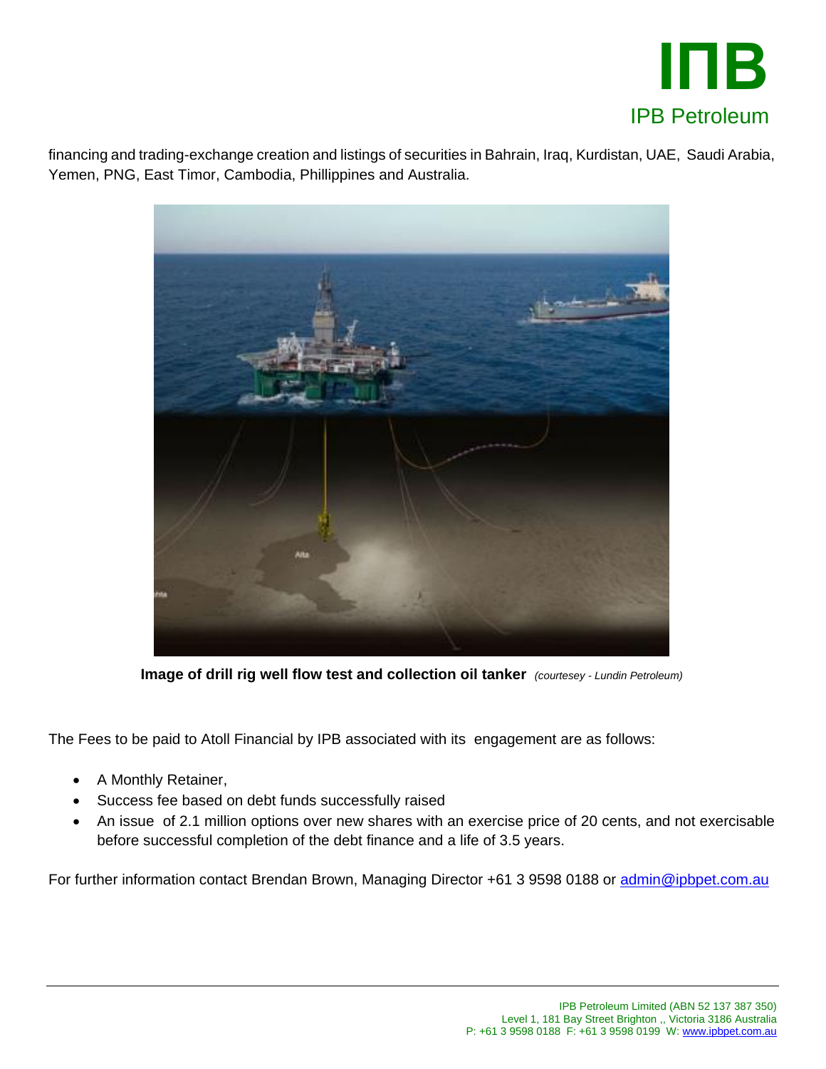financing and trading-exchange creation and listings of securities in Bahrain, Iraq, Kurdistan, UAE, Saudi Arabia, Yemen, PNG, East Timor, Cambodia, Phillippines and Australia.

**Image of drill rig well flow test and collection oil tanker** *(courtesey - Lundin Petroleum)*

The Fees to be paid to Atoll Financial by IPB associated with its engagement are as follows:

- A Monthly Retainer,
- Success fee based on debt funds successfully raised
- An issue of 2.1 million options over new shares with an exercise price of 20 cents, and not exercisable before successful completion of the debt finance and a life of 3.5 years.

For further information contact Brendan Brown, Managing Director +61 3 9598 0188 or admin@ipbpet.com.au